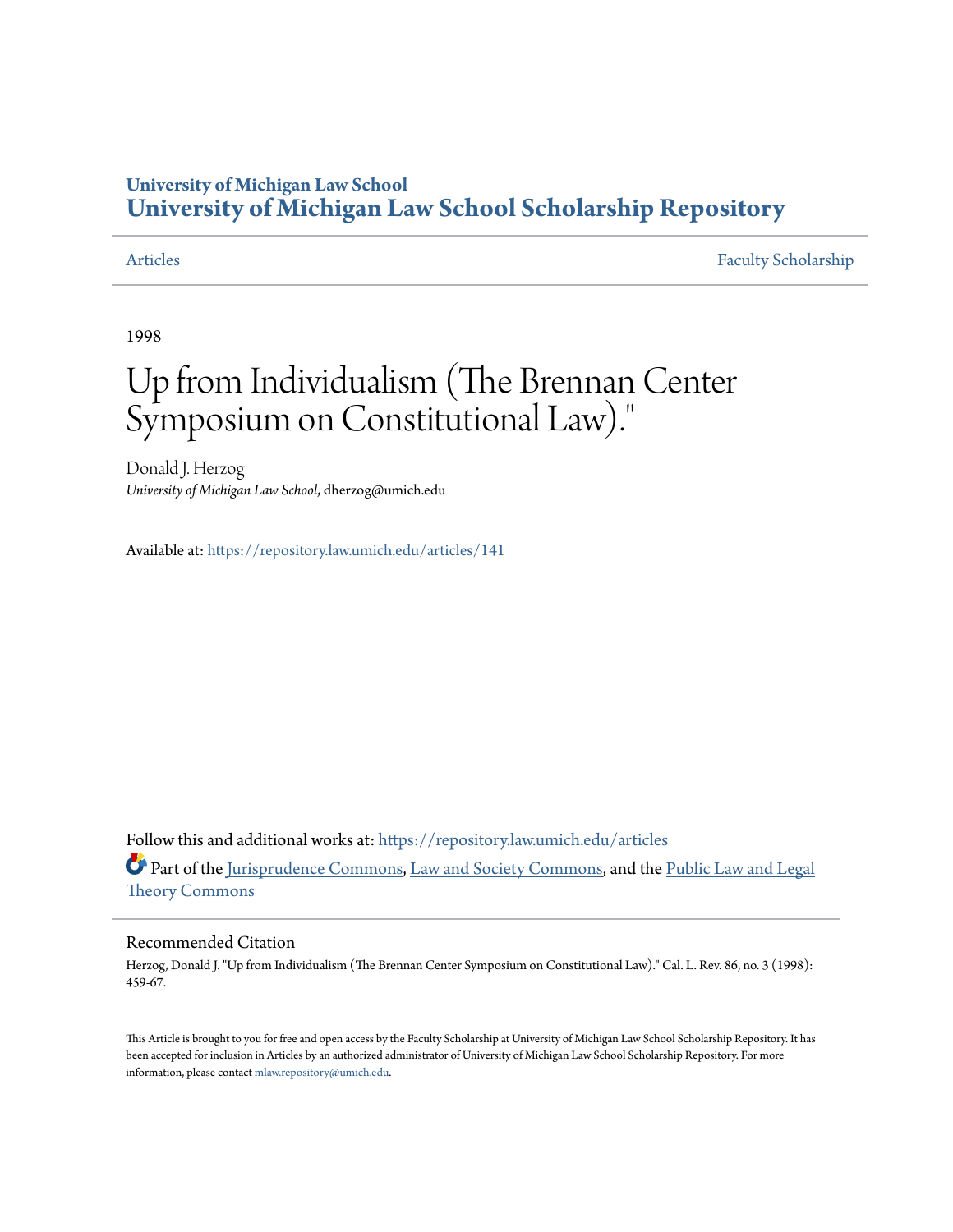# University of Michigan Law School
# University of Michigan Law School Scholarship Repository

Articles | Faculty Scholarship

1998

# Up from Individualism (The Brennan Center Symposium on Constitutional Law)."

Donald J. Herzog
*University of Michigan Law School*, dherzog@umich.edu

Available at: https://repository.law.umich.edu/articles/141

Follow this and additional works at: https://repository.law.umich.edu/articles

Part of the Jurisprudence Commons, Law and Society Commons, and the Public Law and Legal Theory Commons

## Recommended Citation

Herzog, Donald J. "Up from Individualism (The Brennan Center Symposium on Constitutional Law)." Cal. L. Rev. 86, no. 3 (1998): 459-67.

This Article is brought to you for free and open access by the Faculty Scholarship at University of Michigan Law School Scholarship Repository. It has been accepted for inclusion in Articles by an authorized administrator of University of Michigan Law School Scholarship Repository. For more information, please contact mlaw.repository@umich.edu.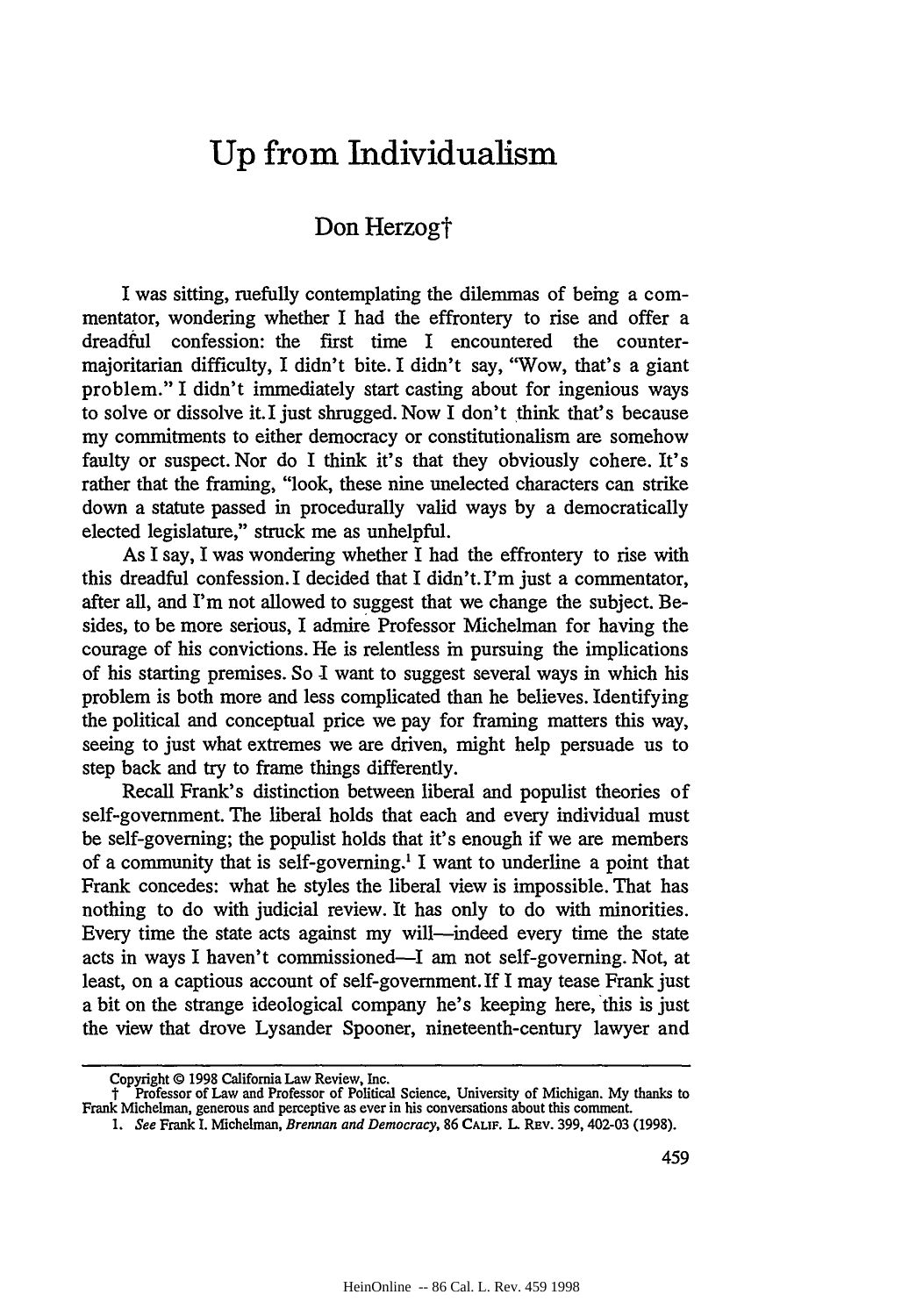# Up from Individualism

## Don Herzog†

I was sitting, ruefully contemplating the dilemmas of being a commentator, wondering whether I had the effrontery to rise and offer a dreadful confession: the first time I encountered the counter-majoritarian difficulty, I didn't bite. I didn't say, "Wow, that's a giant problem." I didn't immediately start casting about for ingenious ways to solve or dissolve it. I just shrugged. Now I don't think that's because my commitments to either democracy or constitutionalism are somehow faulty or suspect. Nor do I think it's that they obviously cohere. It's rather that the framing, "look, these nine unelected characters can strike down a statute passed in procedurally valid ways by a democratically elected legislature," struck me as unhelpful.

As I say, I was wondering whether I had the effrontery to rise with this dreadful confession. I decided that I didn't. I'm just a commentator, after all, and I'm not allowed to suggest that we change the subject. Besides, to be more serious, I admire Professor Michelman for having the courage of his convictions. He is relentless in pursuing the implications of his starting premises. So I want to suggest several ways in which his problem is both more and less complicated than he believes. Identifying the political and conceptual price we pay for framing matters this way, seeing to just what extremes we are driven, might help persuade us to step back and try to frame things differently.

Recall Frank's distinction between liberal and populist theories of self-government. The liberal holds that each and every individual must be self-governing; the populist holds that it's enough if we are members of a community that is self-governing.[1] I want to underline a point that Frank concedes: what he styles the liberal view is impossible. That has nothing to do with judicial review. It has only to do with minorities. Every time the state acts against my will—indeed every time the state acts in ways I haven't commissioned—I am not self-governing. Not, at least, on a captious account of self-government. If I may tease Frank just a bit on the strange ideological company he's keeping here, this is just the view that drove Lysander Spooner, nineteenth-century lawyer and

---

Copyright © 1998 California Law Review, Inc.

† Professor of Law and Professor of Political Science, University of Michigan. My thanks to Frank Michelman, generous and perceptive as ever in his conversations about this comment.

1. *See* Frank I. Michelman, *Brennan and Democracy*, 86 CALIF. L. REV. 399, 402-03 (1998).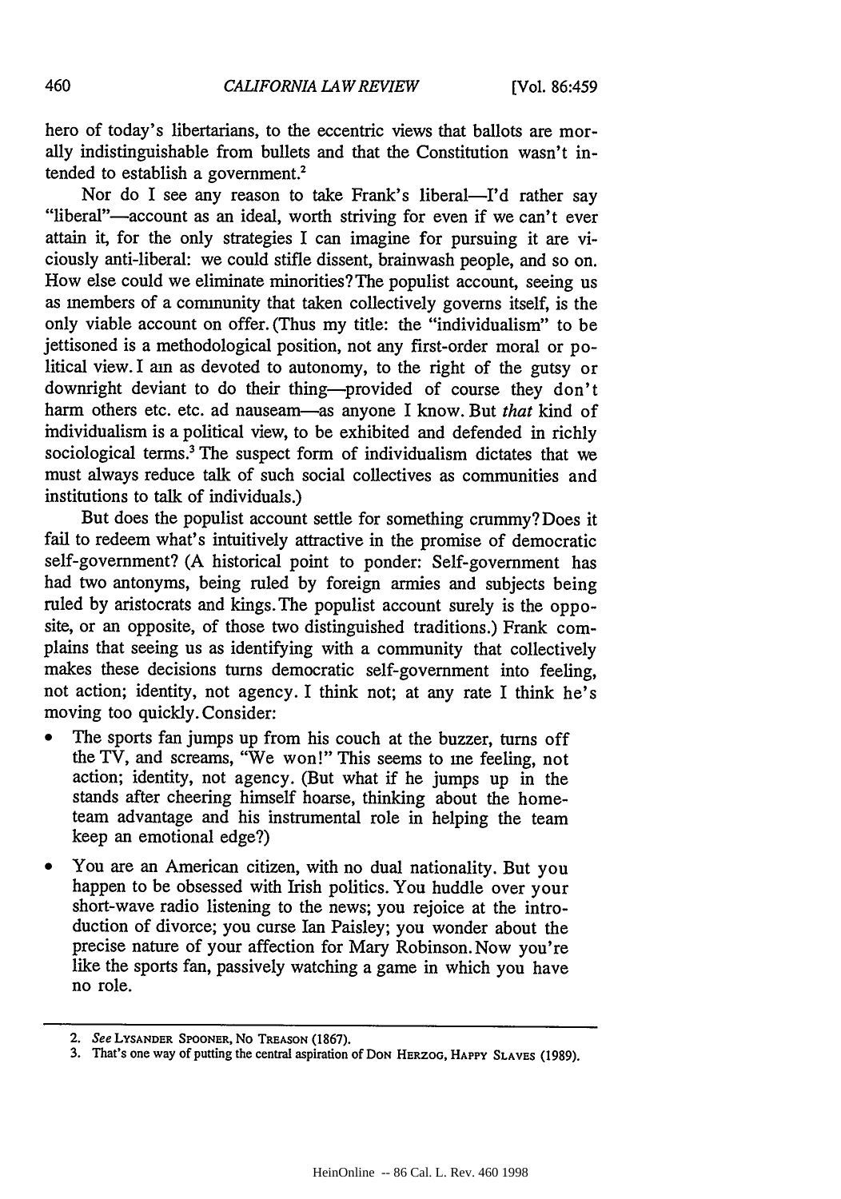hero of today's libertarians, to the eccentric views that ballots are morally indistinguishable from bullets and that the Constitution wasn't intended to establish a government.[2]

Nor do I see any reason to take Frank's liberal—I'd rather say "liberal"—account as an ideal, worth striving for even if we can't ever attain it, for the only strategies I can imagine for pursuing it are viciously anti-liberal: we could stifle dissent, brainwash people, and so on. How else could we eliminate minorities? The populist account, seeing us as members of a community that taken collectively governs itself, is the only viable account on offer. (Thus my title: the "individualism" to be jettisoned is a methodological position, not any first-order moral or political view. I am as devoted to autonomy, to the right of the gutsy or downright deviant to do their thing—provided of course they don't harm others etc. etc. ad nauseam—as anyone I know. But *that* kind of individualism is a political view, to be exhibited and defended in richly sociological terms.[3] The suspect form of individualism dictates that we must always reduce talk of such social collectives as communities and institutions to talk of individuals.)

But does the populist account settle for something crummy? Does it fail to redeem what's intuitively attractive in the promise of democratic self-government? (A historical point to ponder: Self-government has had two antonyms, being ruled by foreign armies and subjects being ruled by aristocrats and kings. The populist account surely is the opposite, or an opposite, of those two distinguished traditions.) Frank complains that seeing us as identifying with a community that collectively makes these decisions turns democratic self-government into feeling, not action; identity, not agency. I think not; at any rate I think he's moving too quickly. Consider:

- The sports fan jumps up from his couch at the buzzer, turns off the TV, and screams, "We won!" This seems to me feeling, not action; identity, not agency. (But what if he jumps up in the stands after cheering himself hoarse, thinking about the home-team advantage and his instrumental role in helping the team keep an emotional edge?)
- You are an American citizen, with no dual nationality. But you happen to be obsessed with Irish politics. You huddle over your short-wave radio listening to the news; you rejoice at the introduction of divorce; you curse Ian Paisley; you wonder about the precise nature of your affection for Mary Robinson. Now you're like the sports fan, passively watching a game in which you have no role.

---

2. *See* LYSANDER SPOONER, NO TREASON (1867).

3. That's one way of putting the central aspiration of DON HERZOG, HAPPY SLAVES (1989).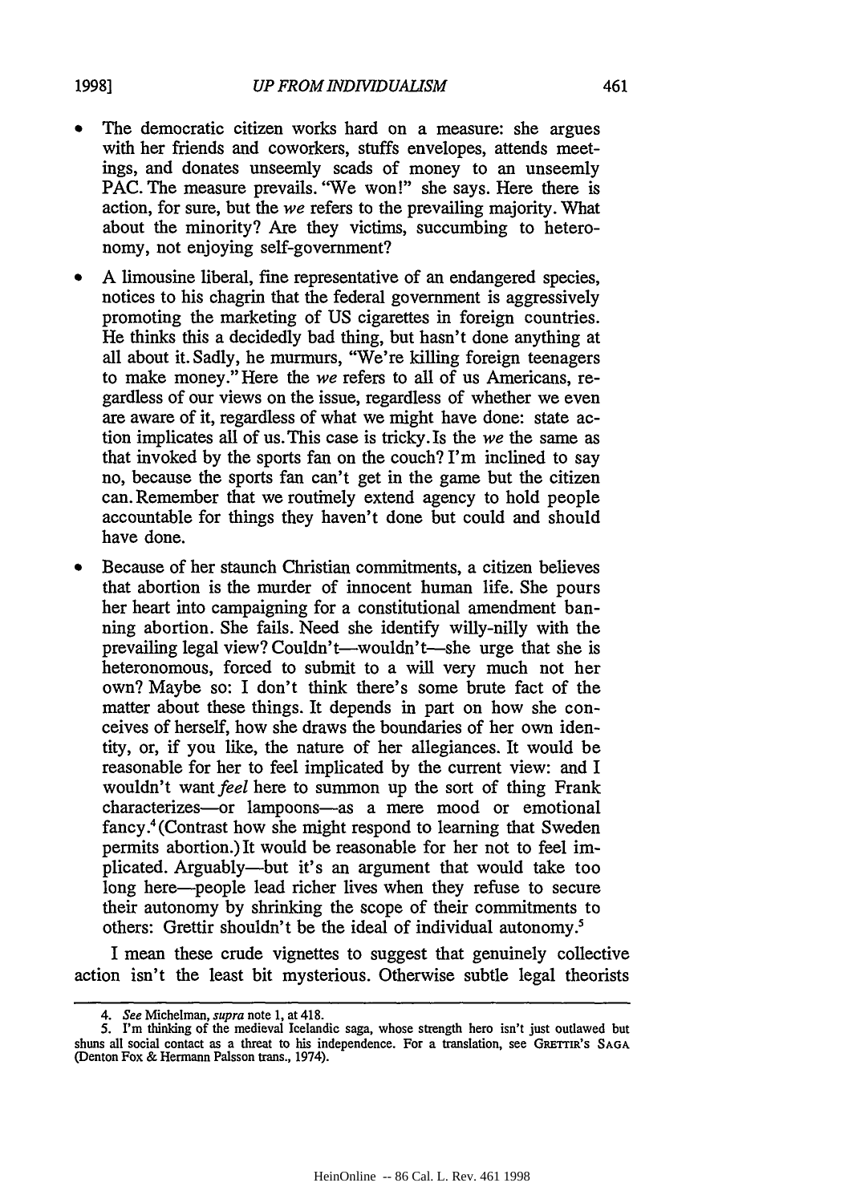- The democratic citizen works hard on a measure: she argues with her friends and coworkers, stuffs envelopes, attends meetings, and donates unseemly scads of money to an unseemly PAC. The measure prevails. "We won!" she says. Here there is action, for sure, but the *we* refers to the prevailing majority. What about the minority? Are they victims, succumbing to heteronomy, not enjoying self-government?
- A limousine liberal, fine representative of an endangered species, notices to his chagrin that the federal government is aggressively promoting the marketing of US cigarettes in foreign countries. He thinks this a decidedly bad thing, but hasn't done anything at all about it. Sadly, he murmurs, "We're killing foreign teenagers to make money." Here the *we* refers to all of us Americans, regardless of our views on the issue, regardless of whether we even are aware of it, regardless of what we might have done: state action implicates all of us. This case is tricky. Is the *we* the same as that invoked by the sports fan on the couch? I'm inclined to say no, because the sports fan can't get in the game but the citizen can. Remember that we routinely extend agency to hold people accountable for things they haven't done but could and should have done.
- Because of her staunch Christian commitments, a citizen believes that abortion is the murder of innocent human life. She pours her heart into campaigning for a constitutional amendment banning abortion. She fails. Need she identify willy-nilly with the prevailing legal view? Couldn't—wouldn't—she urge that she is heteronomous, forced to submit to a will very much not her own? Maybe so: I don't think there's some brute fact of the matter about these things. It depends in part on how she conceives of herself, how she draws the boundaries of her own identity, or, if you like, the nature of her allegiances. It would be reasonable for her to feel implicated by the current view: and I wouldn't want *feel* here to summon up the sort of thing Frank characterizes—or lampoons—as a mere mood or emotional fancy.[4] (Contrast how she might respond to learning that Sweden permits abortion.) It would be reasonable for her not to feel implicated. Arguably—but it's an argument that would take too long here—people lead richer lives when they refuse to secure their autonomy by shrinking the scope of their commitments to others: Grettir shouldn't be the ideal of individual autonomy.[5]

I mean these crude vignettes to suggest that genuinely collective action isn't the least bit mysterious. Otherwise subtle legal theorists

---

4. *See* Michelman, *supra* note 1, at 418.

5. I'm thinking of the medieval Icelandic saga, whose strength hero isn't just outlawed but shuns all social contact as a threat to his independence. For a translation, see GRETTIR'S SAGA (Denton Fox & Hermann Palsson trans., 1974).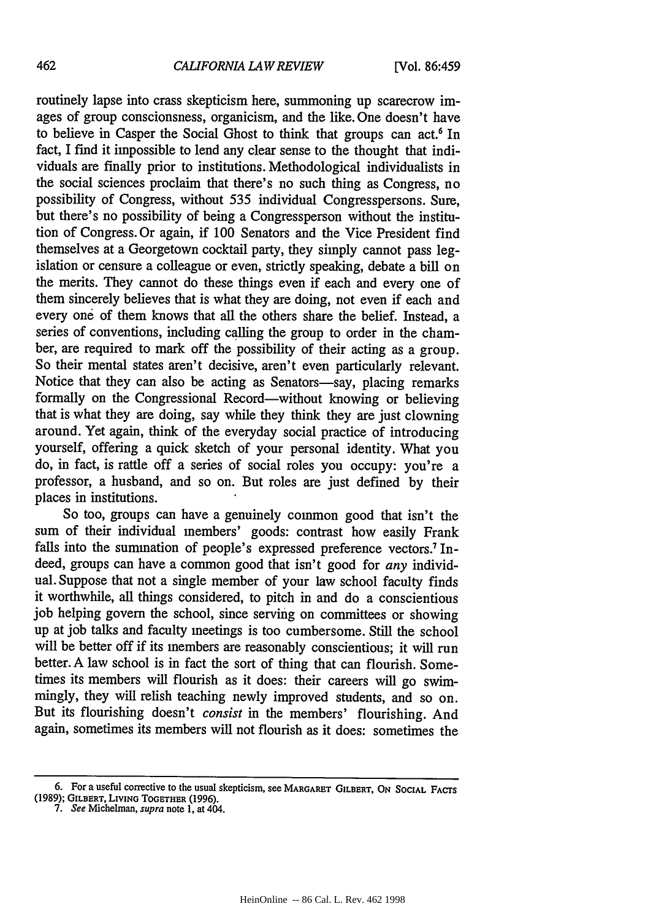routinely lapse into crass skepticism here, summoning up scarecrow images of group consciousness, organicism, and the like. One doesn't have to believe in Casper the Social Ghost to think that groups can act.[6] In fact, I find it impossible to lend any clear sense to the thought that individuals are finally prior to institutions. Methodological individualists in the social sciences proclaim that there's no such thing as Congress, no possibility of Congress, without 535 individual Congresspersons. Sure, but there's no possibility of being a Congressperson without the institution of Congress. Or again, if 100 Senators and the Vice President find themselves at a Georgetown cocktail party, they simply cannot pass legislation or censure a colleague or even, strictly speaking, debate a bill on the merits. They cannot do these things even if each and every one of them sincerely believes that is what they are doing, not even if each and every one of them knows that all the others share the belief. Instead, a series of conventions, including calling the group to order in the chamber, are required to mark off the possibility of their acting as a group. So their mental states aren't decisive, aren't even particularly relevant. Notice that they can also be acting as Senators—say, placing remarks formally on the Congressional Record—without knowing or believing that is what they are doing, say while they think they are just clowning around. Yet again, think of the everyday social practice of introducing yourself, offering a quick sketch of your personal identity. What you do, in fact, is rattle off a series of social roles you occupy: you're a professor, a husband, and so on. But roles are just defined by their places in institutions.

So too, groups can have a genuinely common good that isn't the sum of their individual members' goods: contrast how easily Frank falls into the summation of people's expressed preference vectors.[7] Indeed, groups can have a common good that isn't good for *any* individual. Suppose that not a single member of your law school faculty finds it worthwhile, all things considered, to pitch in and do a conscientious job helping govern the school, since serving on committees or showing up at job talks and faculty meetings is too cumbersome. Still the school will be better off if its members are reasonably conscientious; it will run better. A law school is in fact the sort of thing that can flourish. Sometimes its members will flourish as it does: their careers will go swimmingly, they will relish teaching newly improved students, and so on. But its flourishing doesn't *consist* in the members' flourishing. And again, sometimes its members will not flourish as it does: sometimes the

6. For a useful corrective to the usual skepticism, see MARGARET GILBERT, ON SOCIAL FACTS (1989); GILBERT, LIVING TOGETHER (1996).

7. *See* Michelman, *supra* note 1, at 404.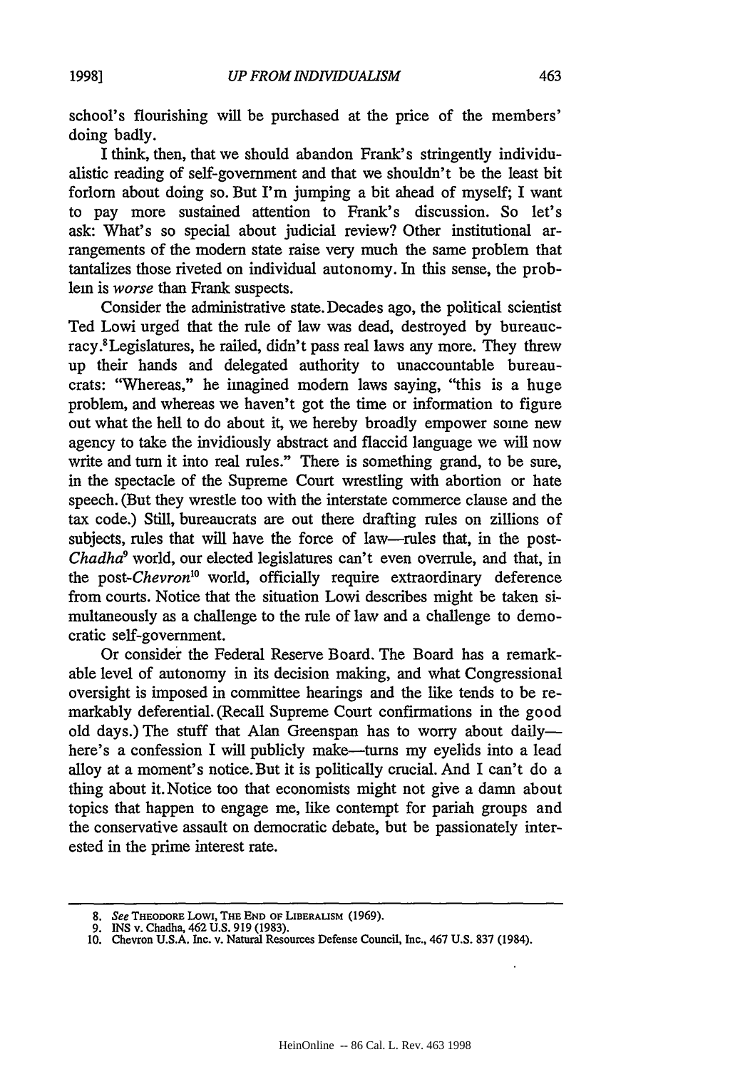school's flourishing will be purchased at the price of the members' doing badly.

I think, then, that we should abandon Frank's stringently individualistic reading of self-government and that we shouldn't be the least bit forlorn about doing so. But I'm jumping a bit ahead of myself; I want to pay more sustained attention to Frank's discussion. So let's ask: What's so special about judicial review? Other institutional arrangements of the modern state raise very much the same problem that tantalizes those riveted on individual autonomy. In this sense, the problem is *worse* than Frank suspects.

Consider the administrative state. Decades ago, the political scientist Ted Lowi urged that the rule of law was dead, destroyed by bureaucracy.[8] Legislatures, he railed, didn't pass real laws any more. They threw up their hands and delegated authority to unaccountable bureaucrats: "Whereas," he imagined modern laws saying, "this is a huge problem, and whereas we haven't got the time or information to figure out what the hell to do about it, we hereby broadly empower some new agency to take the invidiously abstract and flaccid language we will now write and turn it into real rules." There is something grand, to be sure, in the spectacle of the Supreme Court wrestling with abortion or hate speech. (But they wrestle too with the interstate commerce clause and the tax code.) Still, bureaucrats are out there drafting rules on zillions of subjects, rules that will have the force of law—rules that, in the post-*Chadha*[9] world, our elected legislatures can't even overrule, and that, in the post-*Chevron*[10] world, officially require extraordinary deference from courts. Notice that the situation Lowi describes might be taken simultaneously as a challenge to the rule of law and a challenge to democratic self-government.

Or consider the Federal Reserve Board. The Board has a remarkable level of autonomy in its decision making, and what Congressional oversight is imposed in committee hearings and the like tends to be remarkably deferential. (Recall Supreme Court confirmations in the good old days.) The stuff that Alan Greenspan has to worry about daily—here's a confession I will publicly make—turns my eyelids into a lead alloy at a moment's notice. But it is politically crucial. And I can't do a thing about it. Notice too that economists might not give a damn about topics that happen to engage me, like contempt for pariah groups and the conservative assault on democratic debate, but be passionately interested in the prime interest rate.

---

8. *See* THEODORE LOWI, THE END OF LIBERALISM (1969).

9. INS v. Chadha, 462 U.S. 919 (1983).

10. Chevron U.S.A. Inc. v. Natural Resources Defense Council, Inc., 467 U.S. 837 (1984).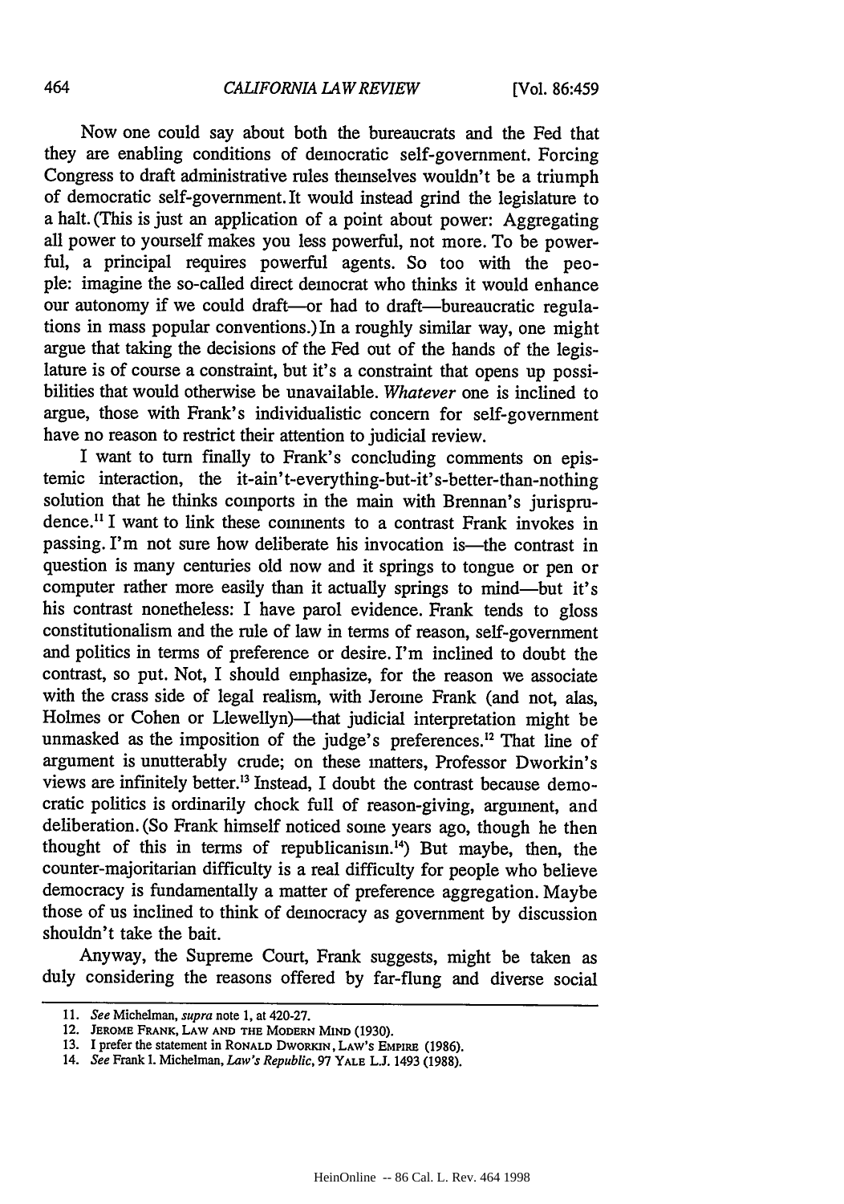Now one could say about both the bureaucrats and the Fed that they are enabling conditions of democratic self-government. Forcing Congress to draft administrative rules themselves wouldn't be a triumph of democratic self-government. It would instead grind the legislature to a halt. (This is just an application of a point about power: Aggregating all power to yourself makes you less powerful, not more. To be powerful, a principal requires powerful agents. So too with the people: imagine the so-called direct democrat who thinks it would enhance our autonomy if we could draft—or had to draft—bureaucratic regulations in mass popular conventions.) In a roughly similar way, one might argue that taking the decisions of the Fed out of the hands of the legislature is of course a constraint, but it's a constraint that opens up possibilities that would otherwise be unavailable. *Whatever* one is inclined to argue, those with Frank's individualistic concern for self-government have no reason to restrict their attention to judicial review.

I want to turn finally to Frank's concluding comments on epistemic interaction, the it-ain't-everything-but-it's-better-than-nothing solution that he thinks comports in the main with Brennan's jurisprudence.[11] I want to link these comments to a contrast Frank invokes in passing. I'm not sure how deliberate his invocation is—the contrast in question is many centuries old now and it springs to tongue or pen or computer rather more easily than it actually springs to mind—but it's his contrast nonetheless: I have parol evidence. Frank tends to gloss constitutionalism and the rule of law in terms of reason, self-government and politics in terms of preference or desire. I'm inclined to doubt the contrast, so put. Not, I should emphasize, for the reason we associate with the crass side of legal realism, with Jerome Frank (and not, alas, Holmes or Cohen or Llewellyn)—that judicial interpretation might be unmasked as the imposition of the judge's preferences.[12] That line of argument is unutterably crude; on these matters, Professor Dworkin's views are infinitely better.[13] Instead, I doubt the contrast because democratic politics is ordinarily chock full of reason-giving, argument, and deliberation. (So Frank himself noticed some years ago, though he then thought of this in terms of republicanism.[14]) But maybe, then, the counter-majoritarian difficulty is a real difficulty for people who believe democracy is fundamentally a matter of preference aggregation. Maybe those of us inclined to think of democracy as government by discussion shouldn't take the bait.

Anyway, the Supreme Court, Frank suggests, might be taken as duly considering the reasons offered by far-flung and diverse social

---

11. *See* Michelman, *supra* note 1, at 420-27.

12. JEROME FRANK, LAW AND THE MODERN MIND (1930).

13. I prefer the statement in RONALD DWORKIN, LAW'S EMPIRE (1986).

14. *See* Frank I. Michelman, *Law's Republic*, 97 YALE L.J. 1493 (1988).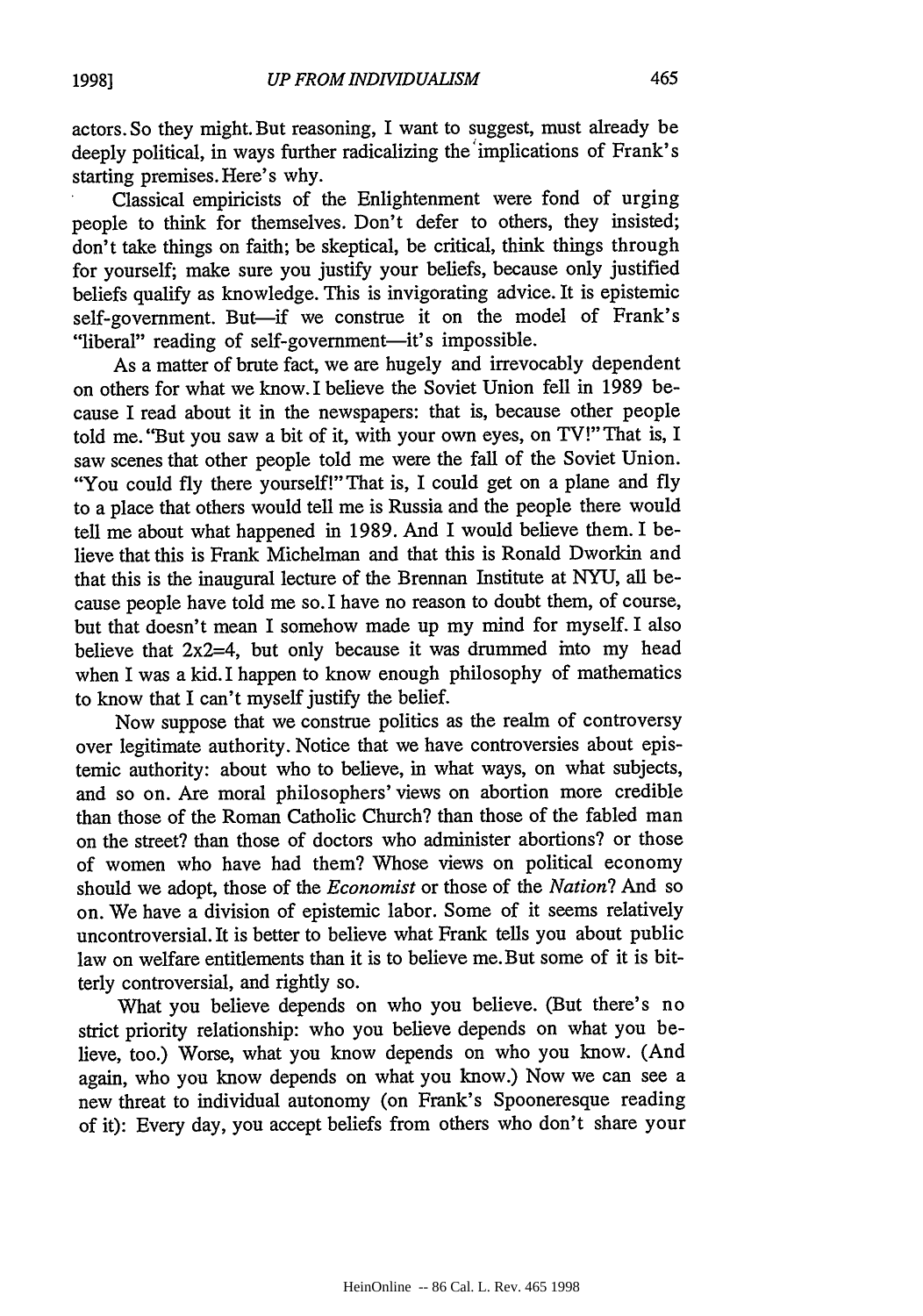actors. So they might. But reasoning, I want to suggest, must already be deeply political, in ways further radicalizing the implications of Frank's starting premises. Here's why.

Classical empiricists of the Enlightenment were fond of urging people to think for themselves. Don't defer to others, they insisted; don't take things on faith; be skeptical, be critical, think things through for yourself; make sure you justify your beliefs, because only justified beliefs qualify as knowledge. This is invigorating advice. It is epistemic self-government. But—if we construe it on the model of Frank's "liberal" reading of self-government—it's impossible.

As a matter of brute fact, we are hugely and irrevocably dependent on others for what we know. I believe the Soviet Union fell in 1989 because I read about it in the newspapers: that is, because other people told me. "But you saw a bit of it, with your own eyes, on TV!" That is, I saw scenes that other people told me were the fall of the Soviet Union. "You could fly there yourself!" That is, I could get on a plane and fly to a place that others would tell me is Russia and the people there would tell me about what happened in 1989. And I would believe them. I believe that this is Frank Michelman and that this is Ronald Dworkin and that this is the inaugural lecture of the Brennan Institute at NYU, all because people have told me so. I have no reason to doubt them, of course, but that doesn't mean I somehow made up my mind for myself. I also believe that 2x2=4, but only because it was drummed into my head when I was a kid. I happen to know enough philosophy of mathematics to know that I can't myself justify the belief.

Now suppose that we construe politics as the realm of controversy over legitimate authority. Notice that we have controversies about epistemic authority: about who to believe, in what ways, on what subjects, and so on. Are moral philosophers' views on abortion more credible than those of the Roman Catholic Church? than those of the fabled man on the street? than those of doctors who administer abortions? or those of women who have had them? Whose views on political economy should we adopt, those of the *Economist* or those of the *Nation*? And so on. We have a division of epistemic labor. Some of it seems relatively uncontroversial. It is better to believe what Frank tells you about public law on welfare entitlements than it is to believe me. But some of it is bitterly controversial, and rightly so.

What you believe depends on who you believe. (But there's no strict priority relationship: who you believe depends on what you believe, too.) Worse, what you know depends on who you know. (And again, who you know depends on what you know.) Now we can see a new threat to individual autonomy (on Frank's Spooneresque reading of it): Every day, you accept beliefs from others who don't share your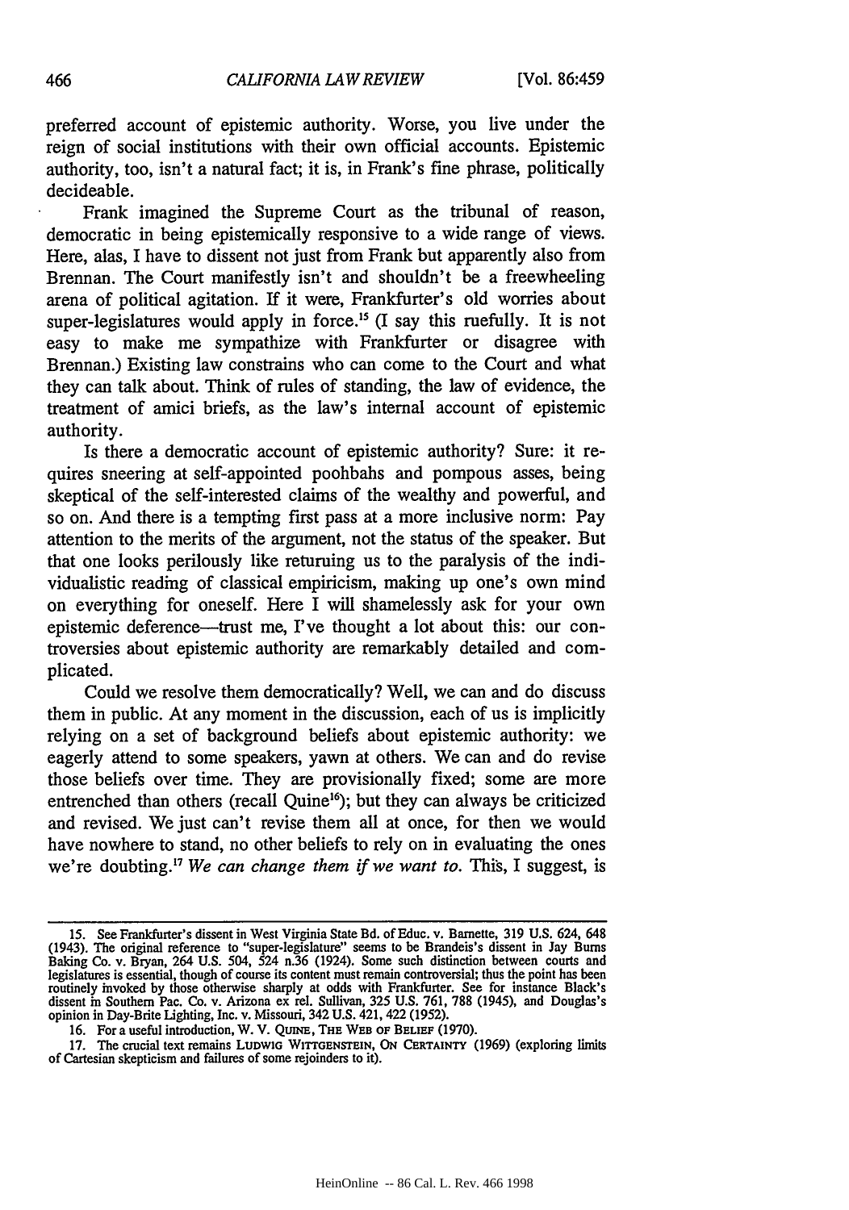preferred account of epistemic authority. Worse, you live under the reign of social institutions with their own official accounts. Epistemic authority, too, isn't a natural fact; it is, in Frank's fine phrase, politically decideable.

Frank imagined the Supreme Court as the tribunal of reason, democratic in being epistemically responsive to a wide range of views. Here, alas, I have to dissent not just from Frank but apparently also from Brennan. The Court manifestly isn't and shouldn't be a freewheeling arena of political agitation. If it were, Frankfurter's old worries about super-legislatures would apply in force.[15] (I say this ruefully. It is not easy to make me sympathize with Frankfurter or disagree with Brennan.) Existing law constrains who can come to the Court and what they can talk about. Think of rules of standing, the law of evidence, the treatment of amici briefs, as the law's internal account of epistemic authority.

Is there a democratic account of epistemic authority? Sure: it requires sneering at self-appointed poohbahs and pompous asses, being skeptical of the self-interested claims of the wealthy and powerful, and so on. And there is a tempting first pass at a more inclusive norm: Pay attention to the merits of the argument, not the status of the speaker. But that one looks perilously like returning us to the paralysis of the individualistic reading of classical empiricism, making up one's own mind on everything for oneself. Here I will shamelessly ask for your own epistemic deference—trust me, I've thought a lot about this: our controversies about epistemic authority are remarkably detailed and complicated.

Could we resolve them democratically? Well, we can and do discuss them in public. At any moment in the discussion, each of us is implicitly relying on a set of background beliefs about epistemic authority: we eagerly attend to some speakers, yawn at others. We can and do revise those beliefs over time. They are provisionally fixed; some are more entrenched than others (recall Quine[16]); but they can always be criticized and revised. We just can't revise them all at once, for then we would have nowhere to stand, no other beliefs to rely on in evaluating the ones we're doubting.[17] *We can change them if we want to.* This, I suggest, is

---

15. See Frankfurter's dissent in West Virginia State Bd. of Educ. v. Barnette, 319 U.S. 624, 648 (1943). The original reference to "super-legislature" seems to be Brandeis's dissent in Jay Burns Baking Co. v. Bryan, 264 U.S. 504, 524 n.36 (1924). Some such distinction between courts and legislatures is essential, though of course its content must remain controversial; thus the point has been routinely invoked by those otherwise sharply at odds with Frankfurter. See for instance Black's dissent in Southern Pac. Co. v. Arizona ex rel. Sullivan, 325 U.S. 761, 788 (1945), and Douglas's opinion in Day-Brite Lighting, Inc. v. Missouri, 342 U.S. 421, 422 (1952).

16. For a useful introduction, W. V. QUINE, THE WEB OF BELIEF (1970).

17. The crucial text remains LUDWIG WITTGENSTEIN, ON CERTAINTY (1969) (exploring limits of Cartesian skepticism and failures of some rejoinders to it).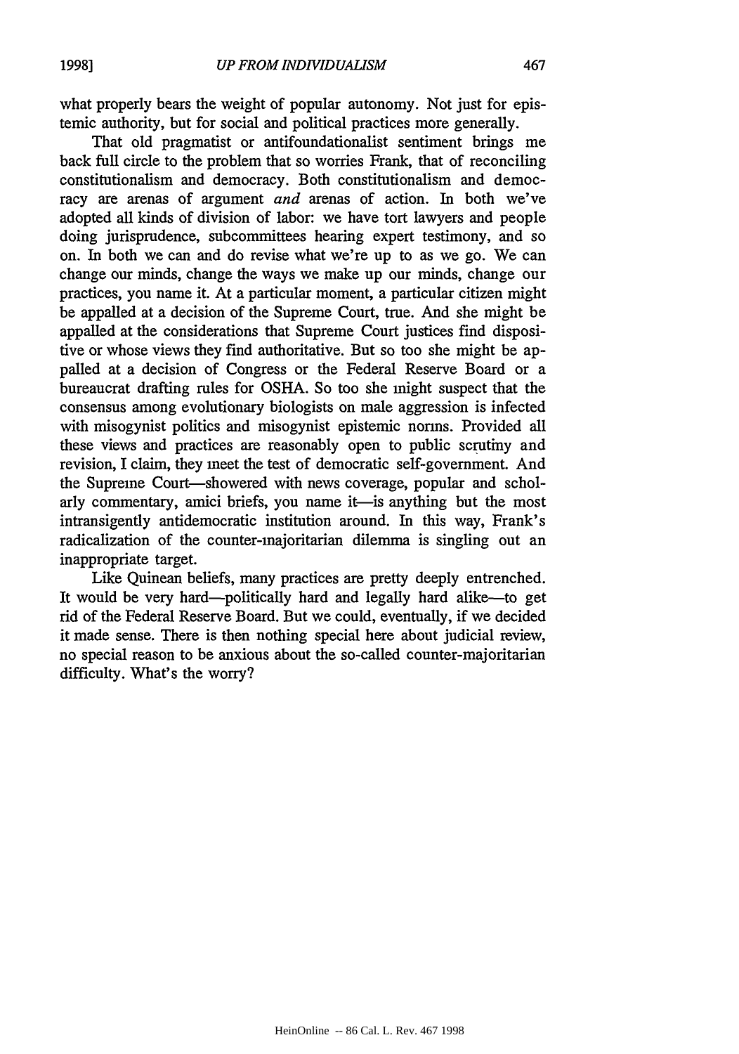what properly bears the weight of popular autonomy. Not just for epistemic authority, but for social and political practices more generally.

That old pragmatist or antifoundationalist sentiment brings me back full circle to the problem that so worries Frank, that of reconciling constitutionalism and democracy. Both constitutionalism and democracy are arenas of argument *and* arenas of action. In both we've adopted all kinds of division of labor: we have tort lawyers and people doing jurisprudence, subcommittees hearing expert testimony, and so on. In both we can and do revise what we're up to as we go. We can change our minds, change the ways we make up our minds, change our practices, you name it. At a particular moment, a particular citizen might be appalled at a decision of the Supreme Court, true. And she might be appalled at the considerations that Supreme Court justices find dispositive or whose views they find authoritative. But so too she might be appalled at a decision of Congress or the Federal Reserve Board or a bureaucrat drafting rules for OSHA. So too she might suspect that the consensus among evolutionary biologists on male aggression is infected with misogynist politics and misogynist epistemic norms. Provided all these views and practices are reasonably open to public scrutiny and revision, I claim, they meet the test of democratic self-government. And the Supreme Court—showered with news coverage, popular and scholarly commentary, amici briefs, you name it—is anything but the most intransigently antidemocratic institution around. In this way, Frank's radicalization of the counter-majoritarian dilemma is singling out an inappropriate target.

Like Quinean beliefs, many practices are pretty deeply entrenched. It would be very hard—politically hard and legally hard alike—to get rid of the Federal Reserve Board. But we could, eventually, if we decided it made sense. There is then nothing special here about judicial review, no special reason to be anxious about the so-called counter-majoritarian difficulty. What's the worry?